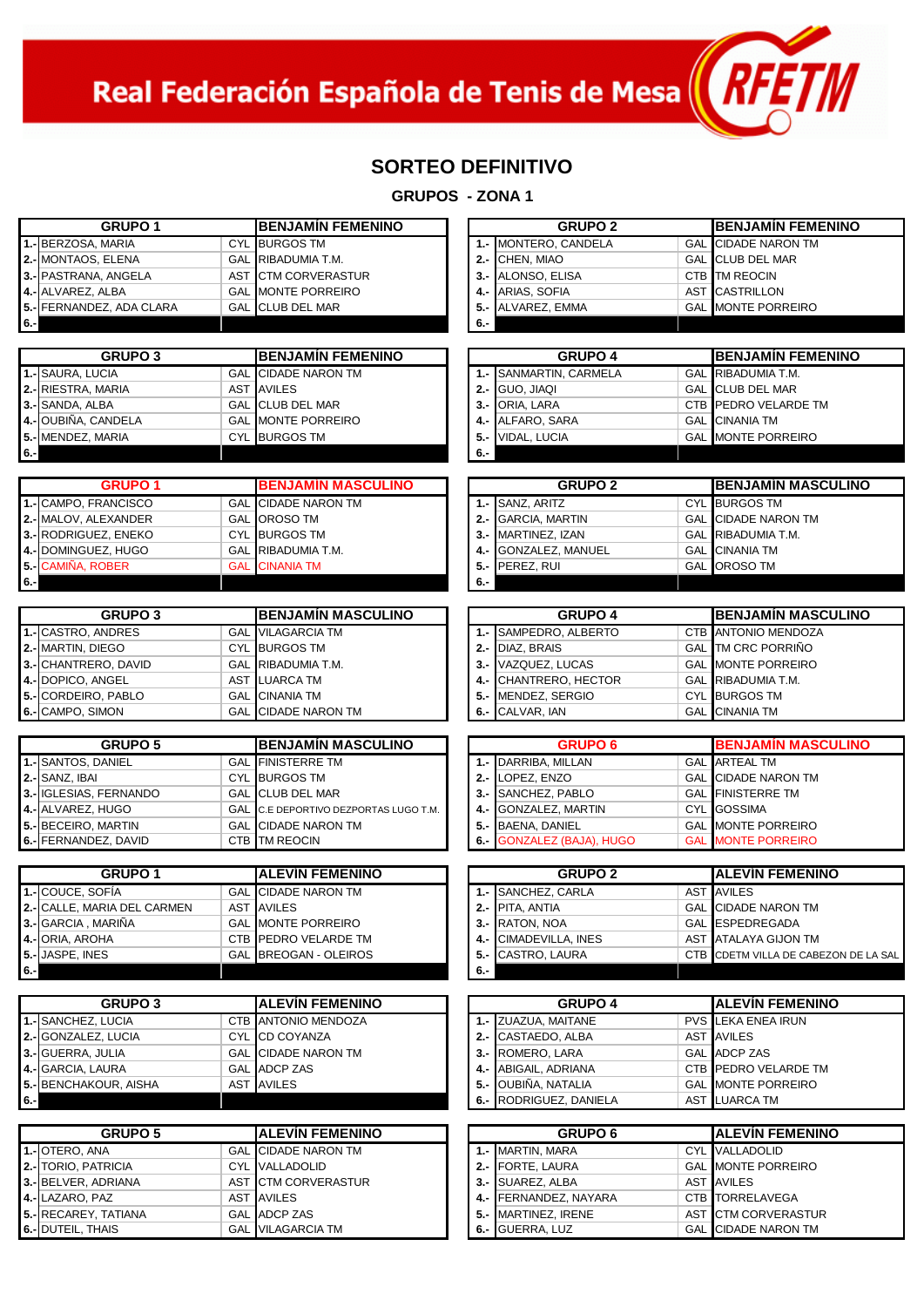Real Federación Española de Tenis de Mesa

RFETM

## SORTEO DEFINITIVO

### GRUPOS - ZONA 1

| GRUPO 1 | | | BENJAMÍN FEMENINO |
|---|---|---|---|
| 1.- | BERZOSA, MARIA | CYL | BURGOS TM |
| 2.- | MONTAOS, ELENA | GAL | RIBADUMIA T.M. |
| 3.- | PASTRANA, ANGELA | AST | CTM CORVERASTUR |
| 4.- | ALVAREZ, ALBA | GAL | MONTE PORREIRO |
| 5.- | FERNANDEZ, ADA CLARA | GAL | CLUB DEL MAR |
| 6.- | | | |

| GRUPO 2 | | | BENJAMÍN FEMENINO |
|---|---|---|---|
| 1.- | MONTERO, CANDELA | GAL | CIDADE NARON TM |
| 2.- | CHEN, MIAO | GAL | CLUB DEL MAR |
| 3.- | ALONSO, ELISA | CTB | TM REOCIN |
| 4.- | ARIAS, SOFIA | AST | CASTRILLON |
| 5.- | ALVAREZ, EMMA | GAL | MONTE PORREIRO |
| 6.- | | | |

| GRUPO 3 | | | BENJAMÍN FEMENINO |
|---|---|---|---|
| 1.- | SAURA, LUCIA | GAL | CIDADE NARON TM |
| 2.- | RIESTRA, MARIA | AST | AVILES |
| 3.- | SANDA, ALBA | GAL | CLUB DEL MAR |
| 4.- | OUBIÑA, CANDELA | GAL | MONTE PORREIRO |
| 5.- | MENDEZ, MARIA | CYL | BURGOS TM |
| 6.- | | | |

| GRUPO 4 | | | BENJAMÍN FEMENINO |
|---|---|---|---|
| 1.- | SANMARTIN, CARMELA | GAL | RIBADUMIA T.M. |
| 2.- | GUO, JIAQI | GAL | CLUB DEL MAR |
| 3.- | ORIA, LARA | CTB | PEDRO VELARDE TM |
| 4.- | ALFARO, SARA | GAL | CINANIA TM |
| 5.- | VIDAL, LUCIA | GAL | MONTE PORREIRO |
| 6.- | | | |

| GRUPO 1 | | | BENJAMIN MASCULINO |
|---|---|---|---|
| 1.- | CAMPO, FRANCISCO | GAL | CIDADE NARON TM |
| 2.- | MALOV, ALEXANDER | GAL | OROSO TM |
| 3.- | RODRIGUEZ, ENEKO | CYL | BURGOS TM |
| 4.- | DOMINGUEZ, HUGO | GAL | RIBADUMIA T.M. |
| 5.- | CAMIÑA, ROBER | GAL | CINANIA TM |
| 6.- | | | |

| GRUPO 2 | | | BENJAMÍN MASCULINO |
|---|---|---|---|
| 1.- | SANZ, ARITZ | CYL | BURGOS TM |
| 2.- | GARCIA, MARTIN | GAL | CIDADE NARON TM |
| 3.- | MARTINEZ, IZAN | GAL | RIBADUMIA T.M. |
| 4.- | GONZALEZ, MANUEL | GAL | CINANIA TM |
| 5.- | PEREZ, RUI | GAL | OROSO TM |
| 6.- | | | |

| GRUPO 3 | | | BENJAMÍN MASCULINO |
|---|---|---|---|
| 1.- | CASTRO, ANDRES | GAL | VILAGARCIA TM |
| 2.- | MARTIN, DIEGO | CYL | BURGOS TM |
| 3.- | CHANTRERO, DAVID | GAL | RIBADUMIA T.M. |
| 4.- | DOPICO, ANGEL | AST | LUARCA TM |
| 5.- | CORDEIRO, PABLO | GAL | CINANIA TM |
| 6.- | CAMPO, SIMON | GAL | CIDADE NARON TM |

| GRUPO 4 | | | BENJAMÍN MASCULINO |
|---|---|---|---|
| 1.- | SAMPEDRO, ALBERTO | CTB | ANTONIO MENDOZA |
| 2.- | DIAZ, BRAIS | GAL | TM CRC PORRIÑO |
| 3.- | VAZQUEZ, LUCAS | GAL | MONTE PORREIRO |
| 4.- | CHANTRERO, HECTOR | GAL | RIBADUMIA T.M. |
| 5.- | MENDEZ, SERGIO | CYL | BURGOS TM |
| 6.- | CALVAR, IAN | GAL | CINANIA TM |

| GRUPO 5 | | | BENJAMÍN MASCULINO |
|---|---|---|---|
| 1.- | SANTOS, DANIEL | GAL | FINISTERRE TM |
| 2.- | SANZ, IBAI | CYL | BURGOS TM |
| 3.- | IGLESIAS, FERNANDO | GAL | CLUB DEL MAR |
| 4.- | ALVAREZ, HUGO | GAL | C.E DEPORTIVO DEZPORTAS LUGO T.M. |
| 5.- | BECEIRO, MARTIN | GAL | CIDADE NARON TM |
| 6.- | FERNANDEZ, DAVID | CTB | TM REOCIN |

| GRUPO 6 | | | BENJAMÍN MASCULINO |
|---|---|---|---|
| 1.- | DARRIBA, MILLAN | GAL | ARTEAL TM |
| 2.- | LOPEZ, ENZO | GAL | CIDADE NARON TM |
| 3.- | SANCHEZ, PABLO | GAL | FINISTERRE TM |
| 4.- | GONZALEZ, MARTIN | CYL | GOSSIMA |
| 5.- | BAENA, DANIEL | GAL | MONTE PORREIRO |
| 6.- | GONZALEZ (BAJA), HUGO | GAL | MONTE PORREIRO |

| GRUPO 1 | | | ALEVÍN FEMENINO |
|---|---|---|---|
| 1.- | COUCE, SOFÍA | GAL | CIDADE NARON TM |
| 2.- | CALLE, MARIA DEL CARMEN | AST | AVILES |
| 3.- | GARCIA , MARIÑA | GAL | MONTE PORREIRO |
| 4.- | ORIA, AROHA | CTB | PEDRO VELARDE TM |
| 5.- | JASPE, INES | GAL | BREOGAN - OLEIROS |
| 6.- | | | |

| GRUPO 2 | | | ALEVÍN FEMENINO |
|---|---|---|---|
| 1.- | SANCHEZ, CARLA | AST | AVILES |
| 2.- | PITA, ANTIA | GAL | CIDADE NARON TM |
| 3.- | RATON, NOA | GAL | ESPEDREGADA |
| 4.- | CIMADEVILLA, INES | AST | ATALAYA GIJON TM |
| 5.- | CASTRO, LAURA | CTB | CDETM VILLA DE CABEZON DE LA SAL |
| 6.- | | | |

| GRUPO 3 | | | ALEVÍN FEMENINO |
|---|---|---|---|
| 1.- | SANCHEZ, LUCIA | CTB | ANTONIO MENDOZA |
| 2.- | GONZALEZ, LUCIA | CYL | CD COYANZA |
| 3.- | GUERRA, JULIA | GAL | CIDADE NARON TM |
| 4.- | GARCIA, LAURA | GAL | ADCP ZAS |
| 5.- | BENCHAKOUR, AISHA | AST | AVILES |
| 6.- | | | |

| GRUPO 4 | | | ALEVÍN FEMENINO |
|---|---|---|---|
| 1.- | ZUAZUA, MAITANE | PVS | LEKA ENEA IRUN |
| 2.- | CASTAEDO, ALBA | AST | AVILES |
| 3.- | ROMERO, LARA | GAL | ADCP ZAS |
| 4.- | ABIGAIL, ADRIANA | CTB | PEDRO VELARDE TM |
| 5.- | OUBIÑA, NATALIA | GAL | MONTE PORREIRO |
| 6.- | RODRIGUEZ, DANIELA | AST | LUARCA TM |

| GRUPO 5 | | | ALEVÍN FEMENINO |
|---|---|---|---|
| 1.- | OTERO, ANA | GAL | CIDADE NARON TM |
| 2.- | TORIO, PATRICIA | CYL | VALLADOLID |
| 3.- | BELVER, ADRIANA | AST | CTM CORVERASTUR |
| 4.- | ALVAREZ, PAZ | AST | AVILES |
| 5.- | RECAREY, TATIANA | GAL | ADCP ZAS |
| 6.- | DUTEIL, THAIS | GAL | VILAGARCIA TM |

| GRUPO 6 | | | ALEVÍN FEMENINO |
|---|---|---|---|
| 1.- | MARTIN, MARA | CYL | VALLADOLID |
| 2.- | FORTE, LAURA | GAL | MONTE PORREIRO |
| 3.- | SUAREZ, ALBA | AST | AVILES |
| 4.- | FERNANDEZ, NAYARA | CTB | TORRELAVEGA |
| 5.- | MARTINEZ, IRENE | AST | CTM CORVERASTUR |
| 6.- | GUERRA, LUZ | GAL | CIDADE NARON TM |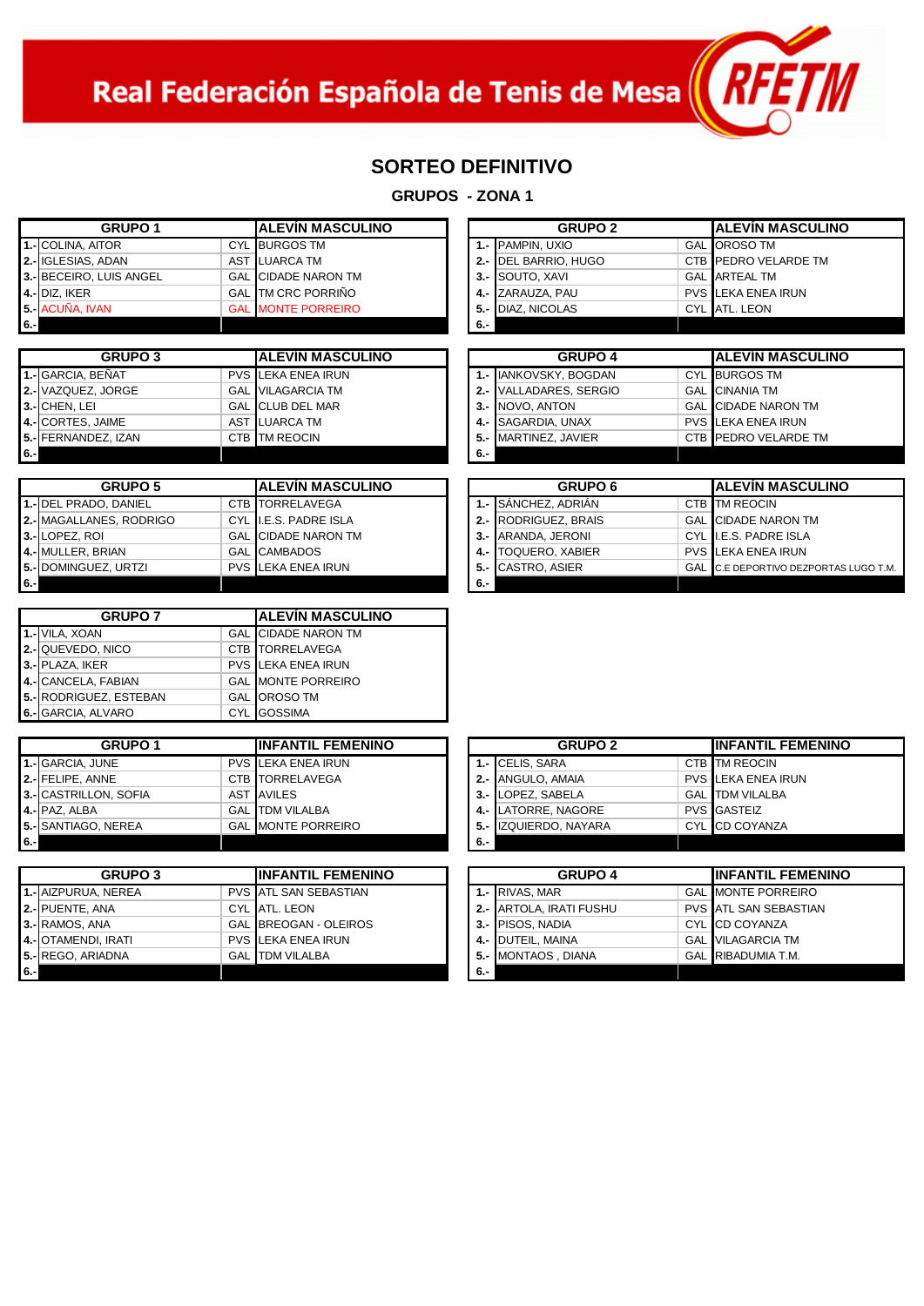Real Federación Española de Tenis de Mesa

# SORTEO DEFINITIVO

## GRUPOS - ZONA 1

| GRUPO 1 | | | ALEVÍN MASCULINO |
|---|---|---|---|
| 1.- | COLINA, AITOR | CYL | BURGOS TM |
| 2.- | IGLESIAS, ADAN | AST | LUARCA TM |
| 3.- | BECEIRO, LUIS ANGEL | GAL | CIDADE NARON TM |
| 4.- | DIZ, IKER | GAL | TM CRC PORRIÑO |
| 5.- | ACUÑA, IVAN | GAL | MONTE PORREIRO |
| 6.- | | | |

| GRUPO 2 | | | ALEVÍN MASCULINO |
|---|---|---|---|
| 1.- | PAMPIN, UXIO | GAL | OROSO TM |
| 2.- | DEL BARRIO, HUGO | CTB | PEDRO VELARDE TM |
| 3.- | SOUTO, XAVI | GAL | ARTEAL TM |
| 4.- | ZARAUZA, PAU | PVS | LEKA ENEA IRUN |
| 5.- | DIAZ, NICOLAS | CYL | ATL. LEON |
| 6.- | | | |

| GRUPO 3 | | | ALEVÍN MASCULINO |
|---|---|---|---|
| 1.- | GARCIA, BEÑAT | PVS | LEKA ENEA IRUN |
| 2.- | VAZQUEZ, JORGE | GAL | VILAGARCIA TM |
| 3.- | CHEN, LEI | GAL | CLUB DEL MAR |
| 4.- | CORTES, JAIME | AST | LUARCA TM |
| 5.- | FERNANDEZ, IZAN | CTB | TM REOCIN |
| 6.- | | | |

| GRUPO 4 | | | ALEVÍN MASCULINO |
|---|---|---|---|
| 1.- | IANKOVSKY, BOGDAN | CYL | BURGOS TM |
| 2.- | VALLADARES, SERGIO | GAL | CINANIA TM |
| 3.- | NOVO, ANTON | GAL | CIDADE NARON TM |
| 4.- | SAGARDIA, UNAX | PVS | LEKA ENEA IRUN |
| 5.- | MARTINEZ, JAVIER | CTB | PEDRO VELARDE TM |
| 6.- | | | |

| GRUPO 5 | | | ALEVÍN MASCULINO |
|---|---|---|---|
| 1.- | DEL PRADO, DANIEL | CTB | TORRELAVEGA |
| 2.- | MAGALLANES, RODRIGO | CYL | I.E.S. PADRE ISLA |
| 3.- | LOPEZ, ROI | GAL | CIDADE NARON TM |
| 4.- | MULLER, BRIAN | GAL | CAMBADOS |
| 5.- | DOMINGUEZ, URTZI | PVS | LEKA ENEA IRUN |
| 6.- | | | |

| GRUPO 6 | | | ALEVÍN MASCULINO |
|---|---|---|---|
| 1.- | SÁNCHEZ, ADRIÁN | CTB | TM REOCIN |
| 2.- | RODRIGUEZ, BRAIS | GAL | CIDADE NARON TM |
| 3.- | ARANDA, JERONI | CYL | I.E.S. PADRE ISLA |
| 4.- | TOQUERO, XABIER | PVS | LEKA ENEA IRUN |
| 5.- | CASTRO, ASIER | GAL | C.E DEPORTIVO DEZPORTAS LUGO T.M. |
| 6.- | | | |

| GRUPO 7 | | | ALEVÍN MASCULINO |
|---|---|---|---|
| 1.- | VILA, XOAN | GAL | CIDADE NARON TM |
| 2.- | QUEVEDO, NICO | CTB | TORRELAVEGA |
| 3.- | PLAZA, IKER | PVS | LEKA ENEA IRUN |
| 4.- | CANCELA, FABIAN | GAL | MONTE PORREIRO |
| 5.- | RODRIGUEZ, ESTEBAN | GAL | OROSO TM |
| 6.- | GARCIA, ALVARO | CYL | GOSSIMA |

| GRUPO 1 | | | INFANTIL FEMENINO |
|---|---|---|---|
| 1.- | GARCIA, JUNE | PVS | LEKA ENEA IRUN |
| 2.- | FELIPE, ANNE | CTB | TORRELAVEGA |
| 3.- | CASTRILLON, SOFIA | AST | AVILES |
| 4.- | PAZ, ALBA | GAL | TDM VILALBA |
| 5.- | SANTIAGO, NEREA | GAL | MONTE PORREIRO |
| 6.- | | | |

| GRUPO 2 | | | INFANTIL FEMENINO |
|---|---|---|---|
| 1.- | CELIS, SARA | CTB | TM REOCIN |
| 2.- | ANGULO, AMAIA | PVS | LEKA ENEA IRUN |
| 3.- | LOPEZ, SABELA | GAL | TDM VILALBA |
| 4.- | LATORRE, NAGORE | PVS | GASTEIZ |
| 5.- | IZQUIERDO, NAYARA | CYL | CD COYANZA |
| 6.- | | | |

| GRUPO 3 | | | INFANTIL FEMENINO |
|---|---|---|---|
| 1.- | AIZPURUA, NEREA | PVS | ATL SAN SEBASTIAN |
| 2.- | PUENTE, ANA | CYL | ATL. LEON |
| 3.- | RAMOS, ANA | GAL | BREOGAN - OLEIROS |
| 4.- | OTAMENDI, IRATI | PVS | LEKA ENEA IRUN |
| 5.- | REGO, ARIADNA | GAL | TDM VILALBA |
| 6.- | | | |

| GRUPO 4 | | | INFANTIL FEMENINO |
|---|---|---|---|
| 1.- | RIVAS, MAR | GAL | MONTE PORREIRO |
| 2.- | ARTOLA, IRATI FUSHU | PVS | ATL SAN SEBASTIAN |
| 3.- | PISOS, NADIA | CYL | CD COYANZA |
| 4.- | DUTEIL, MAINA | GAL | VILAGARCIA TM |
| 5.- | MONTAOS , DIANA | GAL | RIBADUMIA T.M. |
| 6.- | | | |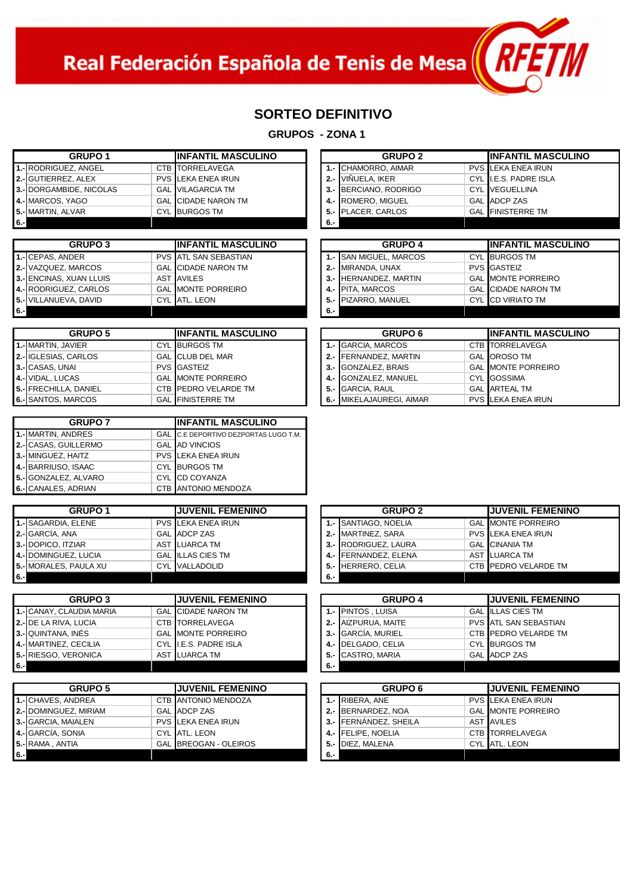Real Federación Española de Tenis de Mesa RFETM

## SORTEO DEFINITIVO

### GRUPOS - ZONA 1

| GRUPO 1 | | | INFANTIL MASCULINO |
|---|---|---|---|
| 1.- | RODRIGUEZ, ANGEL | CTB | TORRELAVEGA |
| 2.- | GUTIERREZ, ALEX | PVS | LEKA ENEA IRUN |
| 3.- | DORGAMBIDE, NICOLAS | GAL | VILAGARCIA TM |
| 4.- | MARCOS, YAGO | GAL | CIDADE NARON TM |
| 5.- | MARTIN, ALVAR | CYL | BURGOS TM |
| 6.- | | | |

| GRUPO 2 | | | INFANTIL MASCULINO |
|---|---|---|---|
| 1.- | CHAMORRO, AIMAR | PVS | LEKA ENEA IRUN |
| 2.- | VIÑUELA, IKER | CYL | I.E.S. PADRE ISLA |
| 3.- | BERCIANO, RODRIGO | CYL | VEGUELLINA |
| 4.- | ROMERO, MIGUEL | GAL | ADCP ZAS |
| 5.- | PLACER, CARLOS | GAL | FINISTERRE TM |
| 6.- | | | |

| GRUPO 3 | | | INFANTIL MASCULINO |
|---|---|---|---|
| 1.- | CEPAS, ANDER | PVS | ATL SAN SEBASTIAN |
| 2.- | VAZQUEZ, MARCOS | GAL | CIDADE NARON TM |
| 3.- | ENCINAS, XUAN LLUIS | AST | AVILES |
| 4.- | RODRIGUEZ, CARLOS | GAL | MONTE PORREIRO |
| 5.- | VILLANUEVA, DAVID | CYL | ATL. LEON |
| 6.- | | | |

| GRUPO 4 | | | INFANTIL MASCULINO |
|---|---|---|---|
| 1.- | SAN MIGUEL, MARCOS | CYL | BURGOS TM |
| 2.- | MIRANDA, UNAX | PVS | GASTEIZ |
| 3.- | HERNANDEZ, MARTIN | GAL | MONTE PORREIRO |
| 4.- | PITA, MARCOS | GAL | CIDADE NARON TM |
| 5.- | PIZARRO, MANUEL | CYL | CD VIRIATO TM |
| 6.- | | | |

| GRUPO 5 | | | INFANTIL MASCULINO |
|---|---|---|---|
| 1.- | MARTIN, JAVIER | CYL | BURGOS TM |
| 2.- | IGLESIAS, CARLOS | GAL | CLUB DEL MAR |
| 3.- | CASAS, UNAI | PVS | GASTEIZ |
| 4.- | VIDAL, LUCAS | GAL | MONTE PORREIRO |
| 5.- | FRECHILLA, DANIEL | CTB | PEDRO VELARDE TM |
| 6.- | SANTOS, MARCOS | GAL | FINISTERRE TM |

| GRUPO 6 | | | INFANTIL MASCULINO |
|---|---|---|---|
| 1.- | GARCIA, MARCOS | CTB | TORRELAVEGA |
| 2.- | FERNANDEZ, MARTIN | GAL | OROSO TM |
| 3.- | GONZALEZ, BRAIS | GAL | MONTE PORREIRO |
| 4.- | GONZALEZ, MANUEL | CYL | GOSSIMA |
| 5.- | GARCIA, RAUL | GAL | ARTEAL TM |
| 6.- | MIKELAJAUREGI, AIMAR | PVS | LEKA ENEA IRUN |

| GRUPO 7 | | | INFANTIL MASCULINO |
|---|---|---|---|
| 1.- | MARTIN, ANDRES | GAL | C.E DEPORTIVO DEZPORTAS LUGO T.M. |
| 2.- | CASAS, GUILLERMO | GAL | AD VINCIOS |
| 3.- | MINGUEZ, HAITZ | PVS | LEKA ENEA IRUN |
| 4.- | BARRIUSO, ISAAC | CYL | BURGOS TM |
| 5.- | GONZALEZ, ALVARO | CYL | CD COYANZA |
| 6.- | CANALES, ADRIAN | CTB | ANTONIO MENDOZA |

| GRUPO 1 | | | JUVENIL FEMENINO |
|---|---|---|---|
| 1.- | SAGARDIA, ELENE | PVS | LEKA ENEA IRUN |
| 2.- | GARCÍA, ANA | GAL | ADCP ZAS |
| 3.- | DOPICO, ITZIAR | AST | LUARCA TM |
| 4.- | DOMINGUEZ, LUCIA | GAL | ILLAS CIES TM |
| 5.- | MORALES, PAULA XU | CYL | VALLADOLID |
| 6.- | | | |

| GRUPO 2 | | | JUVENIL FEMENINO |
|---|---|---|---|
| 1.- | SANTIAGO, NOELIA | GAL | MONTE PORREIRO |
| 2.- | MARTINEZ, SARA | PVS | LEKA ENEA IRUN |
| 3.- | RODRIGUEZ, LAURA | GAL | CINANIA TM |
| 4.- | FERNANDEZ, ELENA | AST | LUARCA TM |
| 5.- | HERRERO, CELIA | CTB | PEDRO VELARDE TM |
| 6.- | | | |

| GRUPO 3 | | | JUVENIL FEMENINO |
|---|---|---|---|
| 1.- | CANAY, CLAUDIA MARIA | GAL | CIDADE NARON TM |
| 2.- | DE LA RIVA, LUCIA | CTB | TORRELAVEGA |
| 3.- | QUINTANA, INÉS | GAL | MONTE PORREIRO |
| 4.- | MARTINEZ, CECILIA | CYL | I.E.S. PADRE ISLA |
| 5.- | RIESGO, VERONICA | AST | LUARCA TM |
| 6.- | | | |

| GRUPO 4 | | | JUVENIL FEMENINO |
|---|---|---|---|
| 1.- | PINTOS , LUISA | GAL | ILLAS CIES TM |
| 2.- | AIZPURUA, MAITE | PVS | ATL SAN SEBASTIAN |
| 3.- | GARCÍA, MURIEL | CTB | PEDRO VELARDE TM |
| 4.- | DELGADO, CELIA | CYL | BURGOS TM |
| 5.- | CASTRO, MARIA | GAL | ADCP ZAS |
| 6.- | | | |

| GRUPO 5 | | | JUVENIL FEMENINO |
|---|---|---|---|
| 1.- | CHAVES, ANDREA | CTB | ANTONIO MENDOZA |
| 2.- | DOMINGUEZ, MIRIAM | GAL | ADCP ZAS |
| 3.- | GARCIA, MAIALEN | PVS | LEKA ENEA IRUN |
| 4.- | GARCÍA, SONIA | CYL | ATL. LEON |
| 5.- | RAMA , ANTIA | GAL | BREOGAN - OLEIROS |
| 6.- | | | |

| GRUPO 6 | | | JUVENIL FEMENINO |
|---|---|---|---|
| 1.- | RIBERA, ANE | PVS | LEKA ENEA IRUN |
| 2.- | BERNARDEZ, NOA | GAL | MONTE PORREIRO |
| 3.- | FERNÁNDEZ, SHEILA | AST | AVILES |
| 4.- | FELIPE, NOELIA | CTB | TORRELAVEGA |
| 5.- | DIEZ, MALENA | CYL | ATL. LEON |
| 6.- | | | |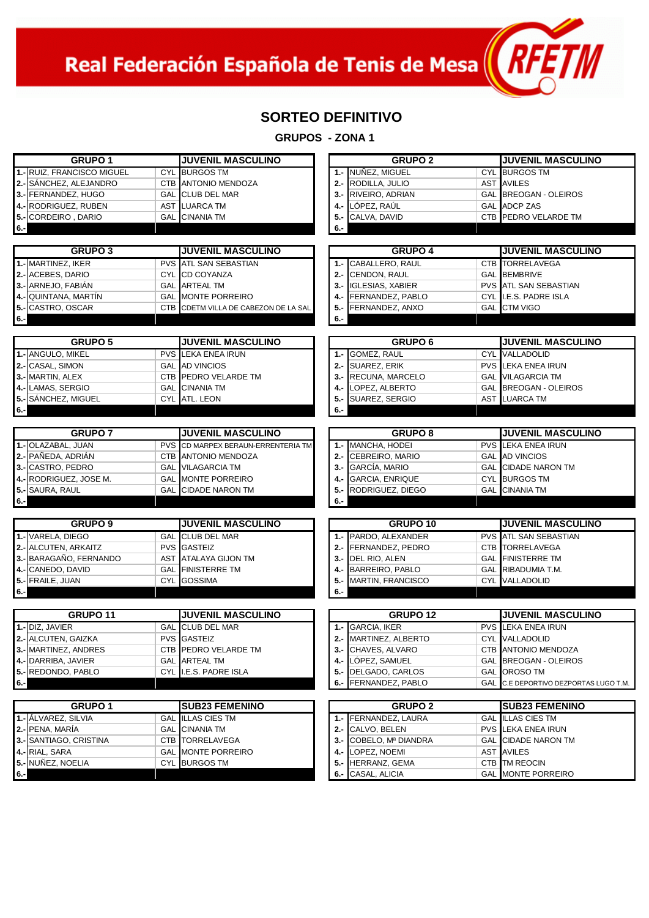Real Federación Española de Tenis de Mesa

RFETM

## SORTEO DEFINITIVO

### GRUPOS - ZONA 1

| GRUPO 1 | | | JUVENIL MASCULINO |
|---|---|---|---|
| 1.- | RUIZ, FRANCISCO MIGUEL | CYL | BURGOS TM |
| 2.- | SÁNCHEZ, ALEJANDRO | CTB | ANTONIO MENDOZA |
| 3.- | FERNANDEZ, HUGO | GAL | CLUB DEL MAR |
| 4.- | RODRIGUEZ, RUBEN | AST | LUARCA TM |
| 5.- | CORDEIRO , DARIO | GAL | CINANIA TM |
| 6.- | | | |

| GRUPO 2 | | | JUVENIL MASCULINO |
|---|---|---|---|
| 1.- | NUÑEZ, MIGUEL | CYL | BURGOS TM |
| 2.- | RODILLA, JULIO | AST | AVILES |
| 3.- | RIVEIRO, ADRIAN | GAL | BREOGAN - OLEIROS |
| 4.- | LÓPEZ, RAÚL | GAL | ADCP ZAS |
| 5.- | CALVA, DAVID | CTB | PEDRO VELARDE TM |
| 6.- | | | |

| GRUPO 3 | | | JUVENIL MASCULINO |
|---|---|---|---|
| 1.- | MARTINEZ, IKER | PVS | ATL SAN SEBASTIAN |
| 2.- | ACEBES, DARIO | CYL | CD COYANZA |
| 3.- | ARNEJO, FABIÁN | GAL | ARTEAL TM |
| 4.- | QUINTANA, MARTÍN | GAL | MONTE PORREIRO |
| 5.- | CASTRO, OSCAR | CTB | CDETM VILLA DE CABEZON DE LA SAL |
| 6.- | | | |

| GRUPO 4 | | | JUVENIL MASCULINO |
|---|---|---|---|
| 1.- | CABALLERO, RAUL | CTB | TORRELAVEGA |
| 2.- | CENDON, RAUL | GAL | BEMBRIVE |
| 3.- | IGLESIAS, XABIER | PVS | ATL SAN SEBASTIAN |
| 4.- | FERNANDEZ, PABLO | CYL | I.E.S. PADRE ISLA |
| 5.- | FERNANDEZ, ANXO | GAL | CTM VIGO |
| 6.- | | | |

| GRUPO 5 | | | JUVENIL MASCULINO |
|---|---|---|---|
| 1.- | ANGULO, MIKEL | PVS | LEKA ENEA IRUN |
| 2.- | CASAL, SIMON | GAL | AD VINCIOS |
| 3.- | MARTIN, ALEX | CTB | PEDRO VELARDE TM |
| 4.- | LAMAS, SERGIO | GAL | CINANIA TM |
| 5.- | SÁNCHEZ, MIGUEL | CYL | ATL. LEON |
| 6.- | | | |

| GRUPO 6 | | | JUVENIL MASCULINO |
|---|---|---|---|
| 1.- | GOMEZ, RAUL | CYL | VALLADOLID |
| 2.- | SUAREZ, ERIK | PVS | LEKA ENEA IRUN |
| 3.- | RECUNA, MARCELO | GAL | VILAGARCIA TM |
| 4.- | LOPEZ, ALBERTO | GAL | BREOGAN - OLEIROS |
| 5.- | SUAREZ, SERGIO | AST | LUARCA TM |
| 6.- | | | |

| GRUPO 7 | | | JUVENIL MASCULINO |
|---|---|---|---|
| 1.- | OLAZABAL, JUAN | PVS | CD MARPEX BERAUN-ERRENTERIA TM |
| 2.- | PAÑEDA, ADRIÁN | CTB | ANTONIO MENDOZA |
| 3.- | CASTRO, PEDRO | GAL | VILAGARCIA TM |
| 4.- | RODRIGUEZ, JOSE M. | GAL | MONTE PORREIRO |
| 5.- | SAURA, RAUL | GAL | CIDADE NARON TM |
| 6.- | | | |

| GRUPO 8 | | | JUVENIL MASCULINO |
|---|---|---|---|
| 1.- | MANCHA, HODEI | PVS | LEKA ENEA IRUN |
| 2.- | CEBREIRO, MARIO | GAL | AD VINCIOS |
| 3.- | GARCÍA, MARIO | GAL | CIDADE NARON TM |
| 4.- | GARCIA, ENRIQUE | CYL | BURGOS TM |
| 5.- | RODRIGUEZ, DIEGO | GAL | CINANIA TM |
| 6.- | | | |

| GRUPO 9 | | | JUVENIL MASCULINO |
|---|---|---|---|
| 1.- | VARELA, DIEGO | GAL | CLUB DEL MAR |
| 2.- | ALCUTEN, ARKAITZ | PVS | GASTEIZ |
| 3.- | BARAGAÑO, FERNANDO | AST | ATALAYA GIJON TM |
| 4.- | CANEDO, DAVID | GAL | FINISTERRE TM |
| 5.- | FRAILE, JUAN | CYL | GOSSIMA |
| 6.- | | | |

| GRUPO 10 | | | JUVENIL MASCULINO |
|---|---|---|---|
| 1.- | PARDO, ALEXANDER | PVS | ATL SAN SEBASTIAN |
| 2.- | FERNANDEZ, PEDRO | CTB | TORRELAVEGA |
| 3.- | DEL RIO, ALEN | GAL | FINISTERRE TM |
| 4.- | BARREIRO, PABLO | GAL | RIBADUMIA T.M. |
| 5.- | MARTIN, FRANCISCO | CYL | VALLADOLID |
| 6.- | | | |

| GRUPO 11 | | | JUVENIL MASCULINO |
|---|---|---|---|
| 1.- | DIZ, JAVIER | GAL | CLUB DEL MAR |
| 2.- | ALCUTEN, GAIZKA | PVS | GASTEIZ |
| 3.- | MARTINEZ, ANDRES | CTB | PEDRO VELARDE TM |
| 4.- | DARRIBA, JAVIER | GAL | ARTEAL TM |
| 5.- | REDONDO, PABLO | CYL | I.E.S. PADRE ISLA |
| 6.- | | | |

| GRUPO 12 | | | JUVENIL MASCULINO |
|---|---|---|---|
| 1.- | GARCIA, IKER | PVS | LEKA ENEA IRUN |
| 2.- | MARTINEZ, ALBERTO | CYL | VALLADOLID |
| 3.- | CHAVES, ALVARO | CTB | ANTONIO MENDOZA |
| 4.- | LÓPEZ, SAMUEL | GAL | BREOGAN - OLEIROS |
| 5.- | DELGADO, CARLOS | GAL | OROSO TM |
| 6.- | FERNANDEZ, PABLO | GAL | C.E DEPORTIVO DEZPORTAS LUGO T.M. |

| GRUPO 1 | | | SUB23 FEMENINO |
|---|---|---|---|
| 1.- | ÁLVAREZ, SILVIA | GAL | ILLAS CIES TM |
| 2.- | PENA, MARÍA | GAL | CINANIA TM |
| 3.- | SANTIAGO, CRISTINA | CTB | TORRELAVEGA |
| 4.- | RIAL, SARA | GAL | MONTE PORREIRO |
| 5.- | NUÑEZ, NOELIA | CYL | BURGOS TM |
| 6.- | | | |

| GRUPO 2 | | | SUB23 FEMENINO |
|---|---|---|---|
| 1.- | FERNANDEZ, LAURA | GAL | ILLAS CIES TM |
| 2.- | CALVO, BELEN | PVS | LEKA ENEA IRUN |
| 3.- | COBELO, Mª DIANDRA | GAL | CIDADE NARON TM |
| 4.- | LOPEZ, NOEMI | AST | AVILES |
| 5.- | HERRANZ, GEMA | CTB | TM REOCIN |
| 6.- | CASAL, ALICIA | GAL | MONTE PORREIRO |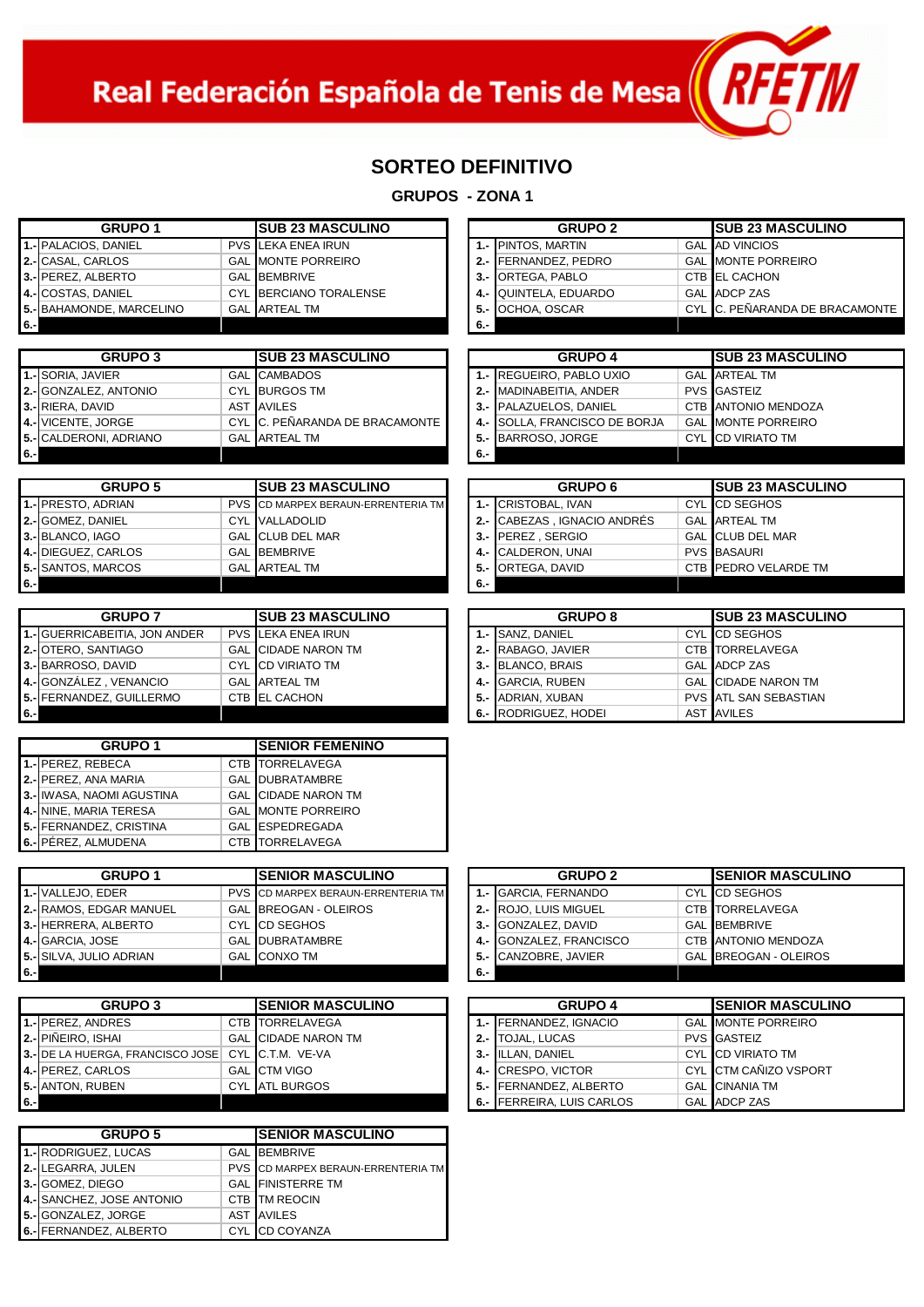Real Federación Española de Tenis de Mesa RFETM

## SORTEO DEFINITIVO

### GRUPOS - ZONA 1

| GRUPO 1 | | | SUB 23 MASCULINO |
|---|---|---|---|
| 1.- | PALACIOS, DANIEL | PVS | LEKA ENEA IRUN |
| 2.- | CASAL, CARLOS | GAL | MONTE PORREIRO |
| 3.- | PEREZ, ALBERTO | GAL | BEMBRIVE |
| 4.- | COSTAS, DANIEL | CYL | BERCIANO TORALENSE |
| 5.- | BAHAMONDE, MARCELINO | GAL | ARTEAL TM |
| 6.- | | | |

| GRUPO 2 | | | SUB 23 MASCULINO |
|---|---|---|---|
| 1.- | PINTOS, MARTIN | GAL | AD VINCIOS |
| 2.- | FERNANDEZ, PEDRO | GAL | MONTE PORREIRO |
| 3.- | ORTEGA, PABLO | CTB | EL CACHON |
| 4.- | QUINTELA, EDUARDO | GAL | ADCP ZAS |
| 5.- | OCHOA, OSCAR | CYL | C. PEÑARANDA DE BRACAMONTE |
| 6.- | | | |

| GRUPO 3 | | | SUB 23 MASCULINO |
|---|---|---|---|
| 1.- | SORIA, JAVIER | GAL | CAMBADOS |
| 2.- | GONZALEZ, ANTONIO | CYL | BURGOS TM |
| 3.- | RIERA, DAVID | AST | AVILES |
| 4.- | VICENTE, JORGE | CYL | C. PEÑARANDA DE BRACAMONTE |
| 5.- | CALDERONI, ADRIANO | GAL | ARTEAL TM |
| 6.- | | | |

| GRUPO 4 | | | SUB 23 MASCULINO |
|---|---|---|---|
| 1.- | REGUEIRO, PABLO UXIO | GAL | ARTEAL TM |
| 2.- | MADINABEITIA, ANDER | PVS | GASTEIZ |
| 3.- | PALAZUELOS, DANIEL | CTB | ANTONIO MENDOZA |
| 4.- | SOLLA, FRANCISCO DE BORJA | GAL | MONTE PORREIRO |
| 5.- | BARROSO, JORGE | CYL | CD VIRIATO TM |
| 6.- | | | |

| GRUPO 5 | | | SUB 23 MASCULINO |
|---|---|---|---|
| 1.- | PRESTO, ADRIAN | PVS | CD MARPEX BERAUN-ERRENTERIA TM |
| 2.- | GOMEZ, DANIEL | CYL | VALLADOLID |
| 3.- | BLANCO, IAGO | GAL | CLUB DEL MAR |
| 4.- | DIEGUEZ, CARLOS | GAL | BEMBRIVE |
| 5.- | SANTOS, MARCOS | GAL | ARTEAL TM |
| 6.- | | | |

| GRUPO 6 | | | SUB 23 MASCULINO |
|---|---|---|---|
| 1.- | CRISTOBAL, IVAN | CYL | CD SEGHOS |
| 2.- | CABEZAS , IGNACIO ANDRÉS | GAL | ARTEAL TM |
| 3.- | PEREZ , SERGIO | GAL | CLUB DEL MAR |
| 4.- | CALDERON, UNAI | PVS | BASAURI |
| 5.- | ORTEGA, DAVID | CTB | PEDRO VELARDE TM |
| 6.- | | | |

| GRUPO 7 | | | SUB 23 MASCULINO |
|---|---|---|---|
| 1.- | GUERRICABEITIA, JON ANDER | PVS | LEKA ENEA IRUN |
| 2.- | OTERO, SANTIAGO | GAL | CIDADE NARON TM |
| 3.- | BARROSO, DAVID | CYL | CD VIRIATO TM |
| 4.- | GONZÁLEZ , VENANCIO | GAL | ARTEAL TM |
| 5.- | FERNANDEZ, GUILLERMO | CTB | EL CACHON |
| 6.- | | | |

| GRUPO 8 | | | SUB 23 MASCULINO |
|---|---|---|---|
| 1.- | SANZ, DANIEL | CYL | CD SEGHOS |
| 2.- | RABAGO, JAVIER | CTB | TORRELAVEGA |
| 3.- | BLANCO, BRAIS | GAL | ADCP ZAS |
| 4.- | GARCIA, RUBEN | GAL | CIDADE NARON TM |
| 5.- | ADRIAN, XUBAN | PVS | ATL SAN SEBASTIAN |
| 6.- | RODRIGUEZ, HODEI | AST | AVILES |

| GRUPO 1 | | | SENIOR FEMENINO |
|---|---|---|---|
| 1.- | PEREZ, REBECA | CTB | TORRELAVEGA |
| 2.- | PEREZ, ANA MARIA | GAL | DUBRATAMBRE |
| 3.- | IWASA, NAOMI AGUSTINA | GAL | CIDADE NARON TM |
| 4.- | NINE, MARIA TERESA | GAL | MONTE PORREIRO |
| 5.- | FERNANDEZ, CRISTINA | GAL | ESPEDREGADA |
| 6.- | PÉREZ, ALMUDENA | CTB | TORRELAVEGA |

| GRUPO 1 | | | SENIOR MASCULINO |
|---|---|---|---|
| 1.- | VALLEJO, EDER | PVS | CD MARPEX BERAUN-ERRENTERIA TM |
| 2.- | RAMOS, EDGAR MANUEL | GAL | BREOGAN - OLEIROS |
| 3.- | HERRERA, ALBERTO | CYL | CD SEGHOS |
| 4.- | GARCIA, JOSE | GAL | DUBRATAMBRE |
| 5.- | SILVA, JULIO ADRIAN | GAL | CONXO TM |
| 6.- | | | |

| GRUPO 2 | | | SENIOR MASCULINO |
|---|---|---|---|
| 1.- | GARCIA, FERNANDO | CYL | CD SEGHOS |
| 2.- | ROJO, LUIS MIGUEL | CTB | TORRELAVEGA |
| 3.- | GONZALEZ, DAVID | GAL | BEMBRIVE |
| 4.- | GONZALEZ, FRANCISCO | CTB | ANTONIO MENDOZA |
| 5.- | CANZOBRE, JAVIER | GAL | BREOGAN - OLEIROS |
| 6.- | | | |

| GRUPO 3 | | | SENIOR MASCULINO |
|---|---|---|---|
| 1.- | PEREZ, ANDRES | CTB | TORRELAVEGA |
| 2.- | PIÑEIRO, ISHAI | GAL | CIDADE NARON TM |
| 3.- | DE LA HUERGA, FRANCISCO JOSE | CYL | C.T.M. VE-VA |
| 4.- | PEREZ, CARLOS | GAL | CTM VIGO |
| 5.- | ANTON, RUBEN | CYL | ATL BURGOS |
| 6.- | | | |

| GRUPO 4 | | | SENIOR MASCULINO |
|---|---|---|---|
| 1.- | FERNANDEZ, IGNACIO | GAL | MONTE PORREIRO |
| 2.- | TOJAL, LUCAS | PVS | GASTEIZ |
| 3.- | ILLAN, DANIEL | CYL | CD VIRIATO TM |
| 4.- | CRESPO, VICTOR | CYL | CTM CAÑIZO VSPORT |
| 5.- | FERNANDEZ, ALBERTO | GAL | CINANIA TM |
| 6.- | FERREIRA, LUIS CARLOS | GAL | ADCP ZAS |

| GRUPO 5 | | | SENIOR MASCULINO |
|---|---|---|---|
| 1.- | RODRIGUEZ, LUCAS | GAL | BEMBRIVE |
| 2.- | LEGARRA, JULEN | PVS | CD MARPEX BERAUN-ERRENTERIA TM |
| 3.- | GOMEZ, DIEGO | GAL | FINISTERRE TM |
| 4.- | SANCHEZ, JOSE ANTONIO | CTB | TM REOCIN |
| 5.- | GONZALEZ, JORGE | AST | AVILES |
| 6.- | FERNANDEZ, ALBERTO | CYL | CD COYANZA |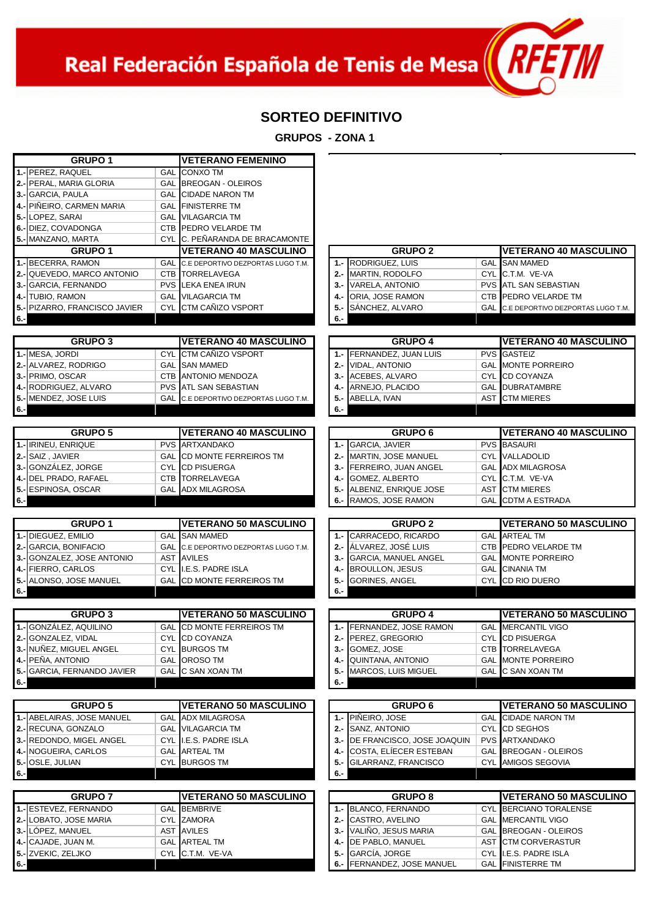Real Federación Española de Tenis de Mesa

# SORTEO DEFINITIVO

## GRUPOS - ZONA 1

| GRUPO 1 | | VETERANO FEMENINO |
|---|---|---|
| 1.- PEREZ, RAQUEL | GAL | CONXO TM |
| 2.- PERAL, MARIA GLORIA | GAL | BREOGAN - OLEIROS |
| 3.- GARCIA, PAULA | GAL | CIDADE NARON TM |
| 4.- PIÑEIRO, CARMEN MARIA | GAL | FINISTERRE TM |
| 5.- LOPEZ, SARAI | GAL | VILAGARCIA TM |
| 6.- DIEZ, COVADONGA | CTB | PEDRO VELARDE TM |
| 5.- MANZANO, MARTA | CYL | C. PEÑARANDA DE BRACAMONTE |

| GRUPO 1 | | VETERANO 40 MASCULINO |
|---|---|---|
| 1.- BECERRA, RAMON | GAL | C.E DEPORTIVO DEZPORTAS LUGO T.M. |
| 2.- QUEVEDO, MARCO ANTONIO | CTB | TORRELAVEGA |
| 3.- GARCIA, FERNANDO | PVS | LEKA ENEA IRUN |
| 4.- TUBIO, RAMON | GAL | VILAGARCIA TM |
| 5.- PIZARRO, FRANCISCO JAVIER | CYL | CTM CAÑIZO VSPORT |
| 6.- | | |

| GRUPO 2 | | VETERANO 40 MASCULINO |
|---|---|---|
| 1.- RODRIGUEZ, LUIS | GAL | SAN MAMED |
| 2.- MARTIN, RODOLFO | CYL | C.T.M. VE-VA |
| 3.- VARELA, ANTONIO | PVS | ATL SAN SEBASTIAN |
| 4.- ORIA, JOSE RAMON | CTB | PEDRO VELARDE TM |
| 5.- SÁNCHEZ, ALVARO | GAL | C.E DEPORTIVO DEZPORTAS LUGO T.M. |
| 6.- | | |

| GRUPO 3 | | VETERANO 40 MASCULINO |
|---|---|---|
| 1.- MESA, JORDI | CYL | CTM CAÑIZO VSPORT |
| 2.- ALVAREZ, RODRIGO | GAL | SAN MAMED |
| 3.- PRIMO, OSCAR | CTB | ANTONIO MENDOZA |
| 4.- RODRIGUEZ, ALVARO | PVS | ATL SAN SEBASTIAN |
| 5.- MENDEZ, JOSE LUIS | GAL | C.E DEPORTIVO DEZPORTAS LUGO T.M. |
| 6.- | | |

| GRUPO 4 | | VETERANO 40 MASCULINO |
|---|---|---|
| 1.- FERNANDEZ, JUAN LUIS | PVS | GASTEIZ |
| 2.- VIDAL, ANTONIO | GAL | MONTE PORREIRO |
| 3.- ACEBES, ALVARO | CYL | CD COYANZA |
| 4.- ARNEJO, PLACIDO | GAL | DUBRATAMBRE |
| 5.- ABELLA, IVAN | AST | CTM MIERES |
| 6.- | | |

| GRUPO 5 | | VETERANO 40 MASCULINO |
|---|---|---|
| 1.- IRINEU, ENRIQUE | PVS | ARTXANDAKO |
| 2.- SAIZ , JAVIER | GAL | CD MONTE FERREIROS TM |
| 3.- GONZÁLEZ, JORGE | CYL | CD PISUERGA |
| 4.- DEL PRADO, RAFAEL | CTB | TORRELAVEGA |
| 5.- ESPINOSA, OSCAR | GAL | ADX MILAGROSA |
| 6.- | | |

| GRUPO 6 | | VETERANO 40 MASCULINO |
|---|---|---|
| 1.- GARCIA, JAVIER | PVS | BASAURI |
| 2.- MARTIN, JOSE MANUEL | CYL | VALLADOLID |
| 3.- FERREIRO, JUAN ANGEL | GAL | ADX MILAGROSA |
| 4.- GOMEZ, ALBERTO | CYL | C.T.M. VE-VA |
| 5.- ALBENIZ, ENRIQUE JOSE | AST | CTM MIERES |
| 6.- RAMOS, JOSE RAMON | GAL | CDTM A ESTRADA |

| GRUPO 1 | | VETERANO 50 MASCULINO |
|---|---|---|
| 1.- DIEGUEZ, EMILIO | GAL | SAN MAMED |
| 2.- GARCIA, BONIFACIO | GAL | C.E DEPORTIVO DEZPORTAS LUGO T.M. |
| 3.- GONZALEZ, JOSE ANTONIO | AST | AVILES |
| 4.- FIERRO, CARLOS | CYL | I.E.S. PADRE ISLA |
| 5.- ALONSO, JOSE MANUEL | GAL | CD MONTE FERREIROS TM |
| 6.- | | |

| GRUPO 2 | | VETERANO 50 MASCULINO |
|---|---|---|
| 1.- CARRACEDO, RICARDO | GAL | ARTEAL TM |
| 2.- ÁLVAREZ, JOSÉ LUIS | CTB | PEDRO VELARDE TM |
| 3.- GARCIA, MANUEL ANGEL | GAL | MONTE PORREIRO |
| 4.- BROULLON, JESUS | GAL | CINANIA TM |
| 5.- GORINES, ANGEL | CYL | CD RIO DUERO |
| 6.- | | |

| GRUPO 3 | | VETERANO 50 MASCULINO |
|---|---|---|
| 1.- GONZÁLEZ, AQUILINO | GAL | CD MONTE FERREIROS TM |
| 2.- GONZALEZ, VIDAL | CYL | CD COYANZA |
| 3.- NUÑEZ, MIGUEL ANGEL | CYL | BURGOS TM |
| 4.- PEÑA, ANTONIO | GAL | OROSO TM |
| 5.- GARCIA, FERNANDO JAVIER | GAL | C SAN XOAN TM |
| 6.- | | |

| GRUPO 4 | | VETERANO 50 MASCULINO |
|---|---|---|
| 1.- FERNANDEZ, JOSE RAMON | GAL | MERCANTIL VIGO |
| 2.- PEREZ, GREGORIO | CYL | CD PISUERGA |
| 3.- GOMEZ, JOSE | CTB | TORRELAVEGA |
| 4.- QUINTANA, ANTONIO | GAL | MONTE PORREIRO |
| 5.- MARCOS, LUIS MIGUEL | GAL | C SAN XOAN TM |
| 6.- | | |

| GRUPO 5 | | VETERANO 50 MASCULINO |
|---|---|---|
| 1.- ABELAIRAS, JOSE MANUEL | GAL | ADX MILAGROSA |
| 2.- RECUNA, GONZALO | GAL | VILAGARCIA TM |
| 3.- REDONDO, MIGEL ANGEL | CYL | I.E.S. PADRE ISLA |
| 4.- NOGUEIRA, CARLOS | GAL | ARTEAL TM |
| 5.- OSLE, JULIAN | CYL | BURGOS TM |
| 6.- | | |

| GRUPO 6 | | VETERANO 50 MASCULINO |
|---|---|---|
| 1.- PIÑEIRO, JOSE | GAL | CIDADE NARON TM |
| 2.- SANZ, ANTONIO | CYL | CD SEGHOS |
| 3.- DE FRANCISCO, JOSE JOAQUIN | PVS | ARTXANDAKO |
| 4.- COSTA, ELÍECER ESTEBAN | GAL | BREOGAN - OLEIROS |
| 5.- GILARRANZ, FRANCISCO | CYL | AMIGOS SEGOVIA |
| 6.- | | |

| GRUPO 7 | | VETERANO 50 MASCULINO |
|---|---|---|
| 1.- ESTEVEZ, FERNANDO | GAL | BEMBRIVE |
| 2.- LOBATO, JOSE MARIA | CYL | ZAMORA |
| 3.- LÓPEZ, MANUEL | AST | AVILES |
| 4.- CAJADE, JUAN M. | GAL | ARTEAL TM |
| 5.- ZVEKIC, ZELJKO | CYL | C.T.M. VE-VA |
| 6.- | | |

| GRUPO 8 | | VETERANO 50 MASCULINO |
|---|---|---|
| 1.- BLANCO, FERNANDO | CYL | BERCIANO TORALENSE |
| 2.- CASTRO, AVELINO | GAL | MERCANTIL VIGO |
| 3.- VALIÑO, JESUS MARIA | GAL | BREOGAN - OLEIROS |
| 4.- DE PABLO, MANUEL | AST | CTM CORVERASTUR |
| 5.- GARCÍA, JORGE | CYL | I.E.S. PADRE ISLA |
| 6.- FERNANDEZ, JOSE MANUEL | GAL | FINISTERRE TM |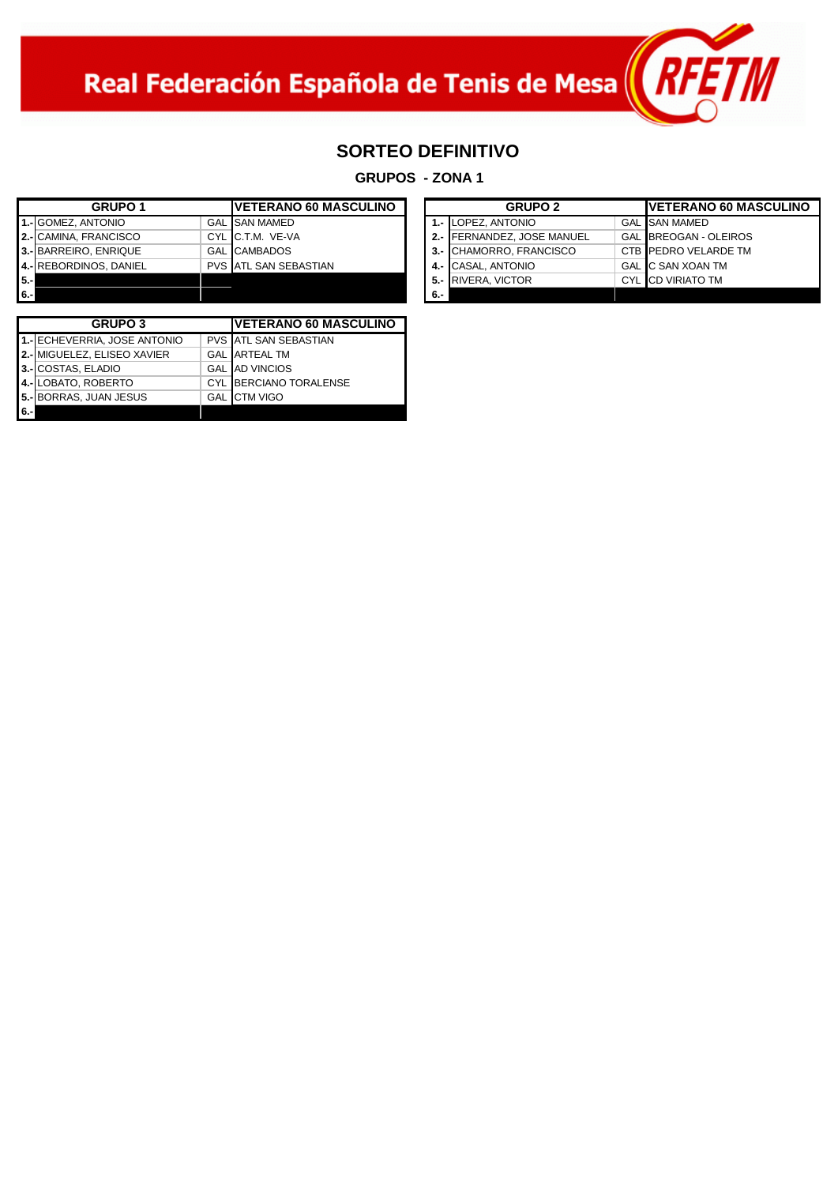Real Federación Española de Tenis de Mesa RFETM

# SORTEO DEFINITIVO

## GRUPOS - ZONA 1

| | GRUPO 1 | | VETERANO 60 MASCULINO |
|---|---|---|---|
| 1.- | GOMEZ, ANTONIO | GAL | SAN MAMED |
| 2.- | CAMINA, FRANCISCO | CYL | C.T.M. VE-VA |
| 3.- | BARREIRO, ENRIQUE | GAL | CAMBADOS |
| 4.- | REBORDINOS, DANIEL | PVS | ATL SAN SEBASTIAN |
| 5.- | | | |
| 6.- | | | |

| | GRUPO 2 | | VETERANO 60 MASCULINO |
|---|---|---|---|
| 1.- | LOPEZ, ANTONIO | GAL | SAN MAMED |
| 2.- | FERNANDEZ, JOSE MANUEL | GAL | BREOGAN - OLEIROS |
| 3.- | CHAMORRO, FRANCISCO | CTB | PEDRO VELARDE TM |
| 4.- | CASAL, ANTONIO | GAL | C SAN XOAN TM |
| 5.- | RIVERA, VICTOR | CYL | CD VIRIATO TM |
| 6.- | | | |

| | GRUPO 3 | | VETERANO 60 MASCULINO |
|---|---|---|---|
| 1.- | ECHEVERRIA, JOSE ANTONIO | PVS | ATL SAN SEBASTIAN |
| 2.- | MIGUELEZ, ELISEO XAVIER | GAL | ARTEAL TM |
| 3.- | COSTAS, ELADIO | GAL | AD VINCIOS |
| 4.- | LOBATO, ROBERTO | CYL | BERCIANO TORALENSE |
| 5.- | BORRAS, JUAN JESUS | GAL | CTM VIGO |
| 6.- | | | |